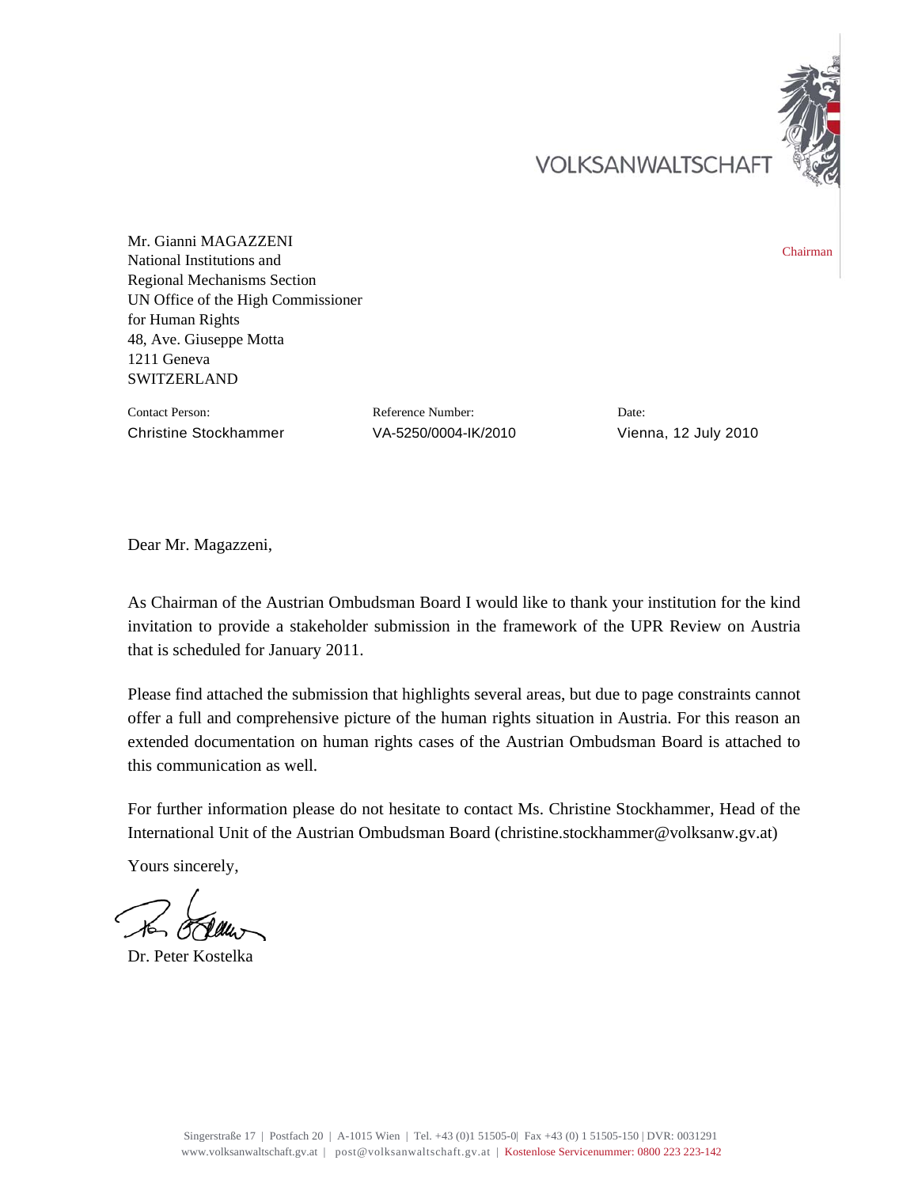VOLKSANWALTSCHAFT

Chairman

Mr. Gianni MAGAZZENI
National Institutions and
Regional Mechanisms Section
UN Office of the High Commissioner
for Human Rights
48, Ave. Giuseppe Motta
1211 Geneva
SWITZERLAND

| Contact Person: | Reference Number: | Date: |
|---|---|---|
| Christine Stockhammer | VA-5250/0004-IK/2010 | Vienna, 12 July 2010 |

Dear Mr. Magazzeni,

As Chairman of the Austrian Ombudsman Board I would like to thank your institution for the kind invitation to provide a stakeholder submission in the framework of the UPR Review on Austria that is scheduled for January 2011.

Please find attached the submission that highlights several areas, but due to page constraints cannot offer a full and comprehensive picture of the human rights situation in Austria. For this reason an extended documentation on human rights cases of the Austrian Ombudsman Board is attached to this communication as well.

For further information please do not hesitate to contact Ms. Christine Stockhammer, Head of the International Unit of the Austrian Ombudsman Board (christine.stockhammer@volksanw.gv.at)

Yours sincerely,

Dr. Peter Kostelka

Singerstraße 17 | Postfach 20 | A-1015 Wien | Tel. +43 (0)1 51505-0| Fax +43 (0) 1 51505-150 | DVR: 0031291
www.volksanwaltschaft.gv.at | post@volksanwaltschaft.gv.at | Kostenlose Servicenummer: 0800 223 223-142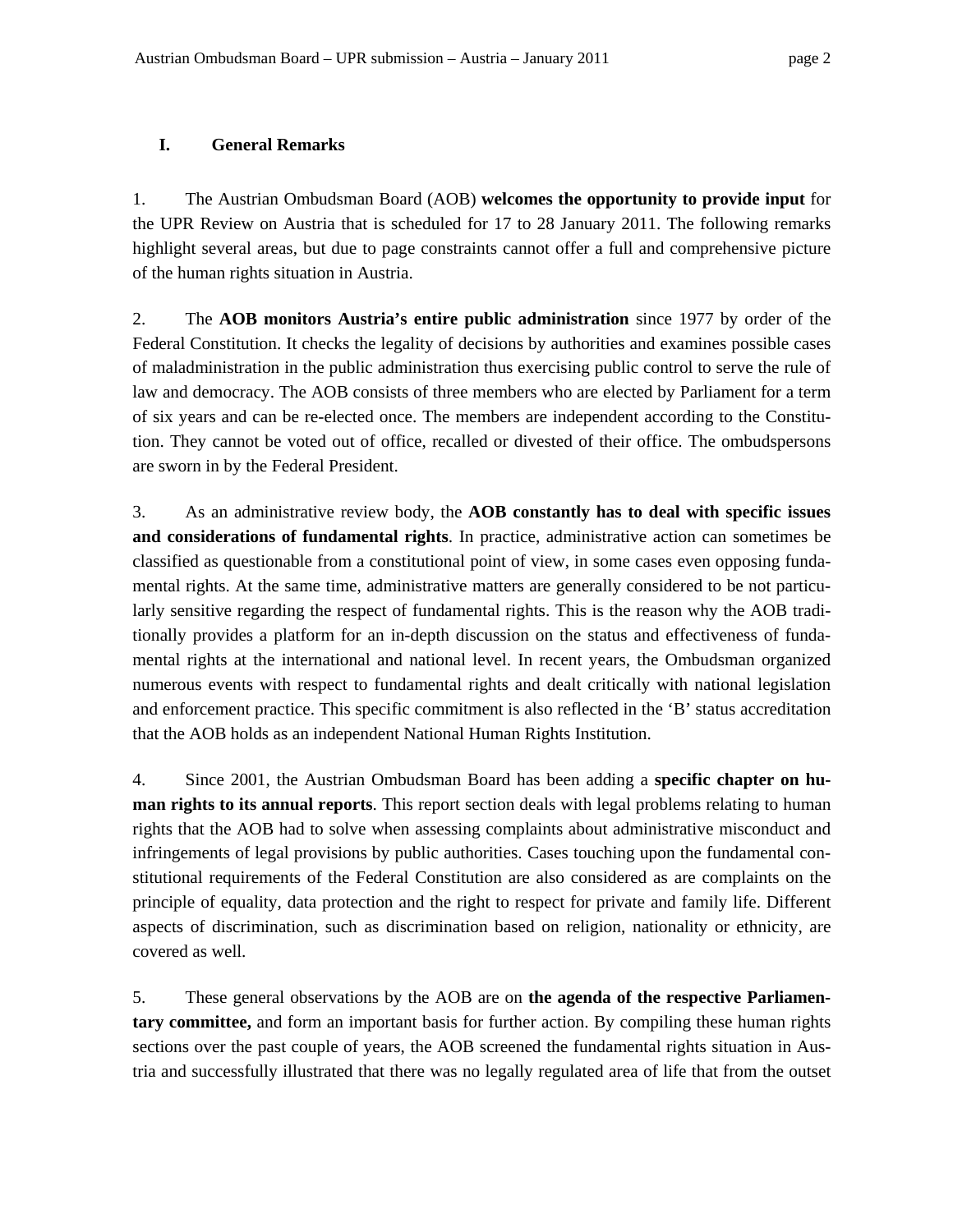## I. General Remarks

1. The Austrian Ombudsman Board (AOB) **welcomes the opportunity to provide input** for the UPR Review on Austria that is scheduled for 17 to 28 January 2011. The following remarks highlight several areas, but due to page constraints cannot offer a full and comprehensive picture of the human rights situation in Austria.

2. The **AOB monitors Austria's entire public administration** since 1977 by order of the Federal Constitution. It checks the legality of decisions by authorities and examines possible cases of maladministration in the public administration thus exercising public control to serve the rule of law and democracy. The AOB consists of three members who are elected by Parliament for a term of six years and can be re-elected once. The members are independent according to the Constitution. They cannot be voted out of office, recalled or divested of their office. The ombudspersons are sworn in by the Federal President.

3. As an administrative review body, the **AOB constantly has to deal with specific issues and considerations of fundamental rights**. In practice, administrative action can sometimes be classified as questionable from a constitutional point of view, in some cases even opposing fundamental rights. At the same time, administrative matters are generally considered to be not particularly sensitive regarding the respect of fundamental rights. This is the reason why the AOB traditionally provides a platform for an in-depth discussion on the status and effectiveness of fundamental rights at the international and national level. In recent years, the Ombudsman organized numerous events with respect to fundamental rights and dealt critically with national legislation and enforcement practice. This specific commitment is also reflected in the 'B' status accreditation that the AOB holds as an independent National Human Rights Institution.

4. Since 2001, the Austrian Ombudsman Board has been adding a **specific chapter on human rights to its annual reports**. This report section deals with legal problems relating to human rights that the AOB had to solve when assessing complaints about administrative misconduct and infringements of legal provisions by public authorities. Cases touching upon the fundamental constitutional requirements of the Federal Constitution are also considered as are complaints on the principle of equality, data protection and the right to respect for private and family life. Different aspects of discrimination, such as discrimination based on religion, nationality or ethnicity, are covered as well.

5. These general observations by the AOB are on **the agenda of the respective Parliamentary committee,** and form an important basis for further action. By compiling these human rights sections over the past couple of years, the AOB screened the fundamental rights situation in Austria and successfully illustrated that there was no legally regulated area of life that from the outset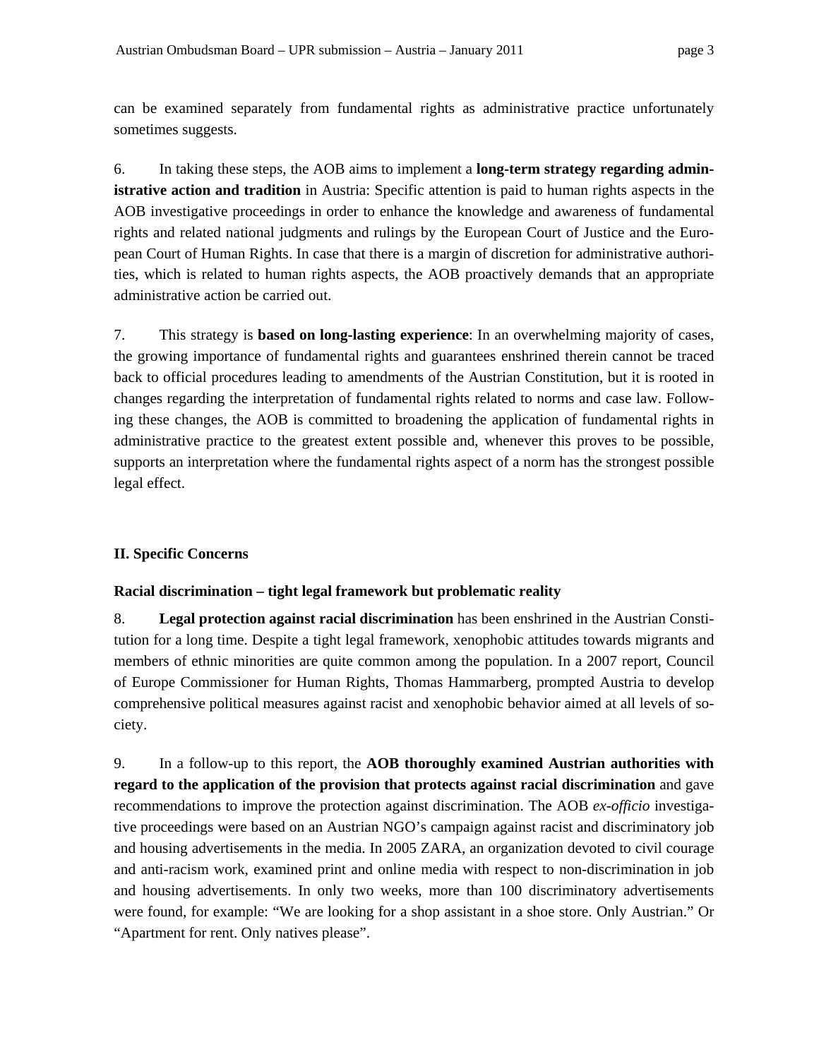can be examined separately from fundamental rights as administrative practice unfortunately sometimes suggests.

6. In taking these steps, the AOB aims to implement a **long-term strategy regarding administrative action and tradition** in Austria: Specific attention is paid to human rights aspects in the AOB investigative proceedings in order to enhance the knowledge and awareness of fundamental rights and related national judgments and rulings by the European Court of Justice and the European Court of Human Rights. In case that there is a margin of discretion for administrative authorities, which is related to human rights aspects, the AOB proactively demands that an appropriate administrative action be carried out.

7. This strategy is **based on long-lasting experience**: In an overwhelming majority of cases, the growing importance of fundamental rights and guarantees enshrined therein cannot be traced back to official procedures leading to amendments of the Austrian Constitution, but it is rooted in changes regarding the interpretation of fundamental rights related to norms and case law. Following these changes, the AOB is committed to broadening the application of fundamental rights in administrative practice to the greatest extent possible and, whenever this proves to be possible, supports an interpretation where the fundamental rights aspect of a norm has the strongest possible legal effect.

## II. Specific Concerns

### Racial discrimination – tight legal framework but problematic reality

8. **Legal protection against racial discrimination** has been enshrined in the Austrian Constitution for a long time. Despite a tight legal framework, xenophobic attitudes towards migrants and members of ethnic minorities are quite common among the population. In a 2007 report, Council of Europe Commissioner for Human Rights, Thomas Hammarberg, prompted Austria to develop comprehensive political measures against racist and xenophobic behavior aimed at all levels of society.

9. In a follow-up to this report, the **AOB thoroughly examined Austrian authorities with regard to the application of the provision that protects against racial discrimination** and gave recommendations to improve the protection against discrimination. The AOB *ex-officio* investigative proceedings were based on an Austrian NGO's campaign against racist and discriminatory job and housing advertisements in the media. In 2005 ZARA, an organization devoted to civil courage and anti-racism work, examined print and online media with respect to non-discrimination in job and housing advertisements. In only two weeks, more than 100 discriminatory advertisements were found, for example: "We are looking for a shop assistant in a shoe store. Only Austrian." Or "Apartment for rent. Only natives please".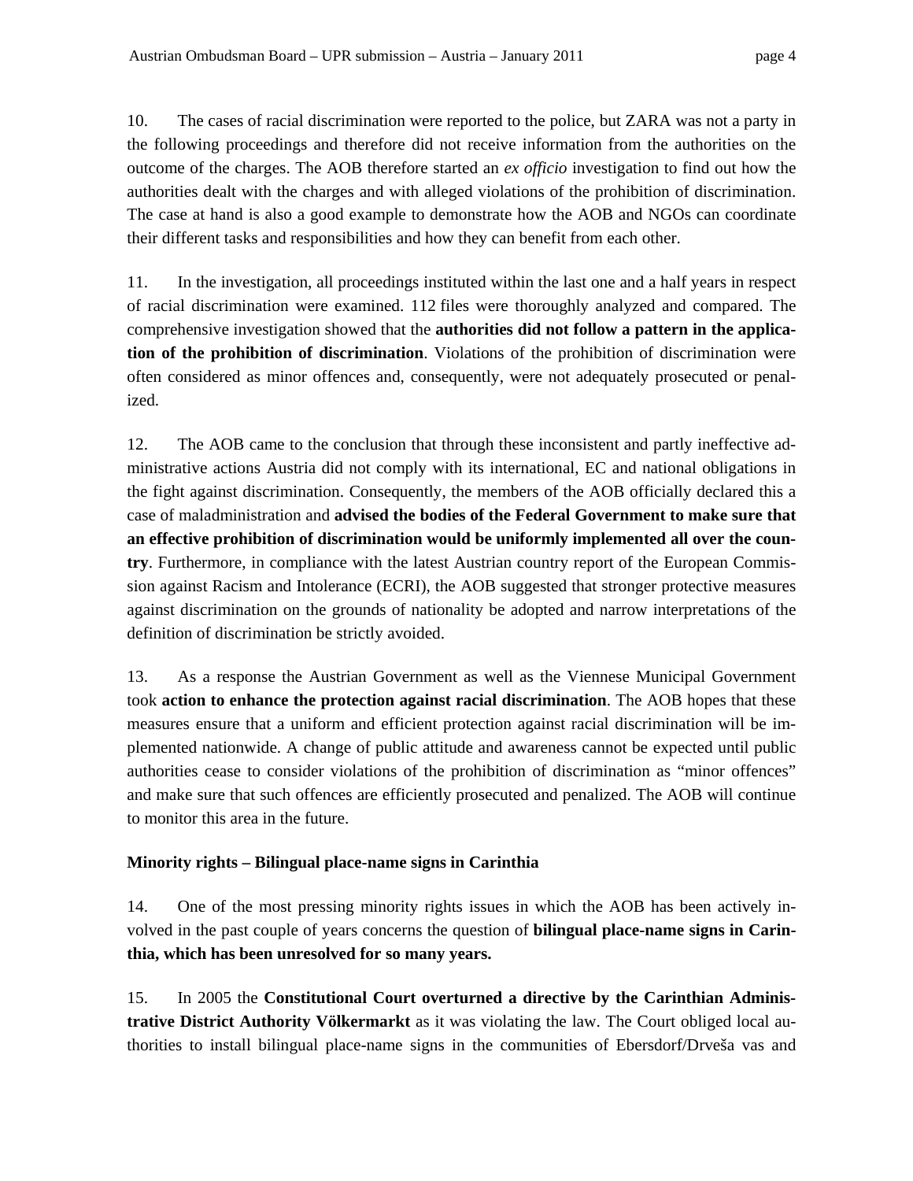10. The cases of racial discrimination were reported to the police, but ZARA was not a party in the following proceedings and therefore did not receive information from the authorities on the outcome of the charges. The AOB therefore started an *ex officio* investigation to find out how the authorities dealt with the charges and with alleged violations of the prohibition of discrimination. The case at hand is also a good example to demonstrate how the AOB and NGOs can coordinate their different tasks and responsibilities and how they can benefit from each other.

11. In the investigation, all proceedings instituted within the last one and a half years in respect of racial discrimination were examined. 112 files were thoroughly analyzed and compared. The comprehensive investigation showed that the **authorities did not follow a pattern in the application of the prohibition of discrimination**. Violations of the prohibition of discrimination were often considered as minor offences and, consequently, were not adequately prosecuted or penalized.

12. The AOB came to the conclusion that through these inconsistent and partly ineffective administrative actions Austria did not comply with its international, EC and national obligations in the fight against discrimination. Consequently, the members of the AOB officially declared this a case of maladministration and **advised the bodies of the Federal Government to make sure that an effective prohibition of discrimination would be uniformly implemented all over the country**. Furthermore, in compliance with the latest Austrian country report of the European Commission against Racism and Intolerance (ECRI), the AOB suggested that stronger protective measures against discrimination on the grounds of nationality be adopted and narrow interpretations of the definition of discrimination be strictly avoided.

13. As a response the Austrian Government as well as the Viennese Municipal Government took **action to enhance the protection against racial discrimination**. The AOB hopes that these measures ensure that a uniform and efficient protection against racial discrimination will be implemented nationwide. A change of public attitude and awareness cannot be expected until public authorities cease to consider violations of the prohibition of discrimination as "minor offences" and make sure that such offences are efficiently prosecuted and penalized. The AOB will continue to monitor this area in the future.

**Minority rights – Bilingual place-name signs in Carinthia**

14. One of the most pressing minority rights issues in which the AOB has been actively involved in the past couple of years concerns the question of **bilingual place-name signs in Carinthia, which has been unresolved for so many years.**

15. In 2005 the **Constitutional Court overturned a directive by the Carinthian Administrative District Authority Völkermarkt** as it was violating the law. The Court obliged local authorities to install bilingual place-name signs in the communities of Ebersdorf/Drveša vas and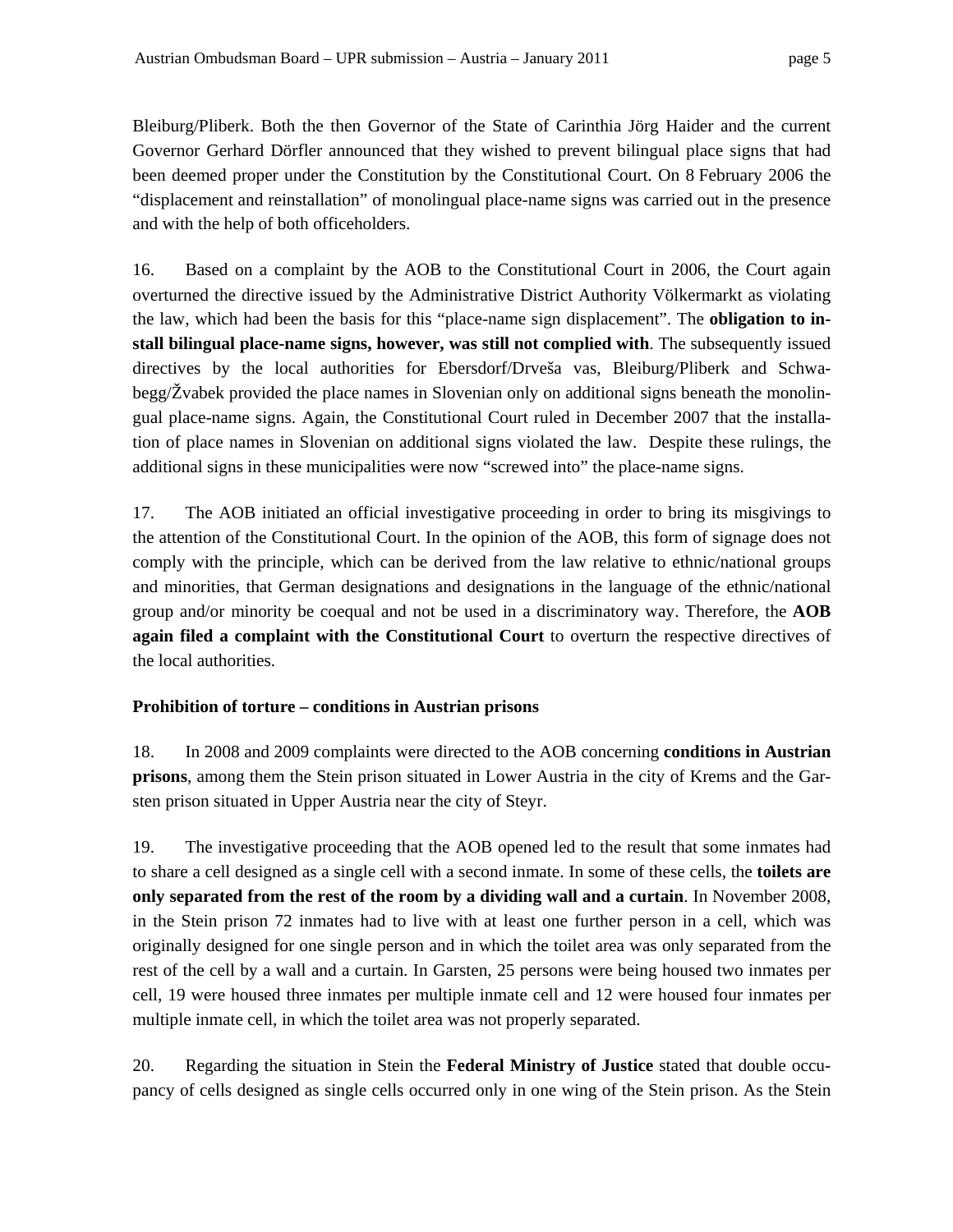Bleiburg/Pliberk. Both the then Governor of the State of Carinthia Jörg Haider and the current Governor Gerhard Dörfler announced that they wished to prevent bilingual place signs that had been deemed proper under the Constitution by the Constitutional Court. On 8 February 2006 the "displacement and reinstallation" of monolingual place-name signs was carried out in the presence and with the help of both officeholders.

16. Based on a complaint by the AOB to the Constitutional Court in 2006, the Court again overturned the directive issued by the Administrative District Authority Völkermarkt as violating the law, which had been the basis for this "place-name sign displacement". The **obligation to install bilingual place-name signs, however, was still not complied with**. The subsequently issued directives by the local authorities for Ebersdorf/Drveša vas, Bleiburg/Pliberk and Schwabegg/Žvabek provided the place names in Slovenian only on additional signs beneath the monolingual place-name signs. Again, the Constitutional Court ruled in December 2007 that the installation of place names in Slovenian on additional signs violated the law. Despite these rulings, the additional signs in these municipalities were now "screwed into" the place-name signs.

17. The AOB initiated an official investigative proceeding in order to bring its misgivings to the attention of the Constitutional Court. In the opinion of the AOB, this form of signage does not comply with the principle, which can be derived from the law relative to ethnic/national groups and minorities, that German designations and designations in the language of the ethnic/national group and/or minority be coequal and not be used in a discriminatory way. Therefore, the **AOB again filed a complaint with the Constitutional Court** to overturn the respective directives of the local authorities.

**Prohibition of torture – conditions in Austrian prisons**

18. In 2008 and 2009 complaints were directed to the AOB concerning **conditions in Austrian prisons**, among them the Stein prison situated in Lower Austria in the city of Krems and the Garsten prison situated in Upper Austria near the city of Steyr.

19. The investigative proceeding that the AOB opened led to the result that some inmates had to share a cell designed as a single cell with a second inmate. In some of these cells, the **toilets are only separated from the rest of the room by a dividing wall and a curtain**. In November 2008, in the Stein prison 72 inmates had to live with at least one further person in a cell, which was originally designed for one single person and in which the toilet area was only separated from the rest of the cell by a wall and a curtain. In Garsten, 25 persons were being housed two inmates per cell, 19 were housed three inmates per multiple inmate cell and 12 were housed four inmates per multiple inmate cell, in which the toilet area was not properly separated.

20. Regarding the situation in Stein the **Federal Ministry of Justice** stated that double occupancy of cells designed as single cells occurred only in one wing of the Stein prison. As the Stein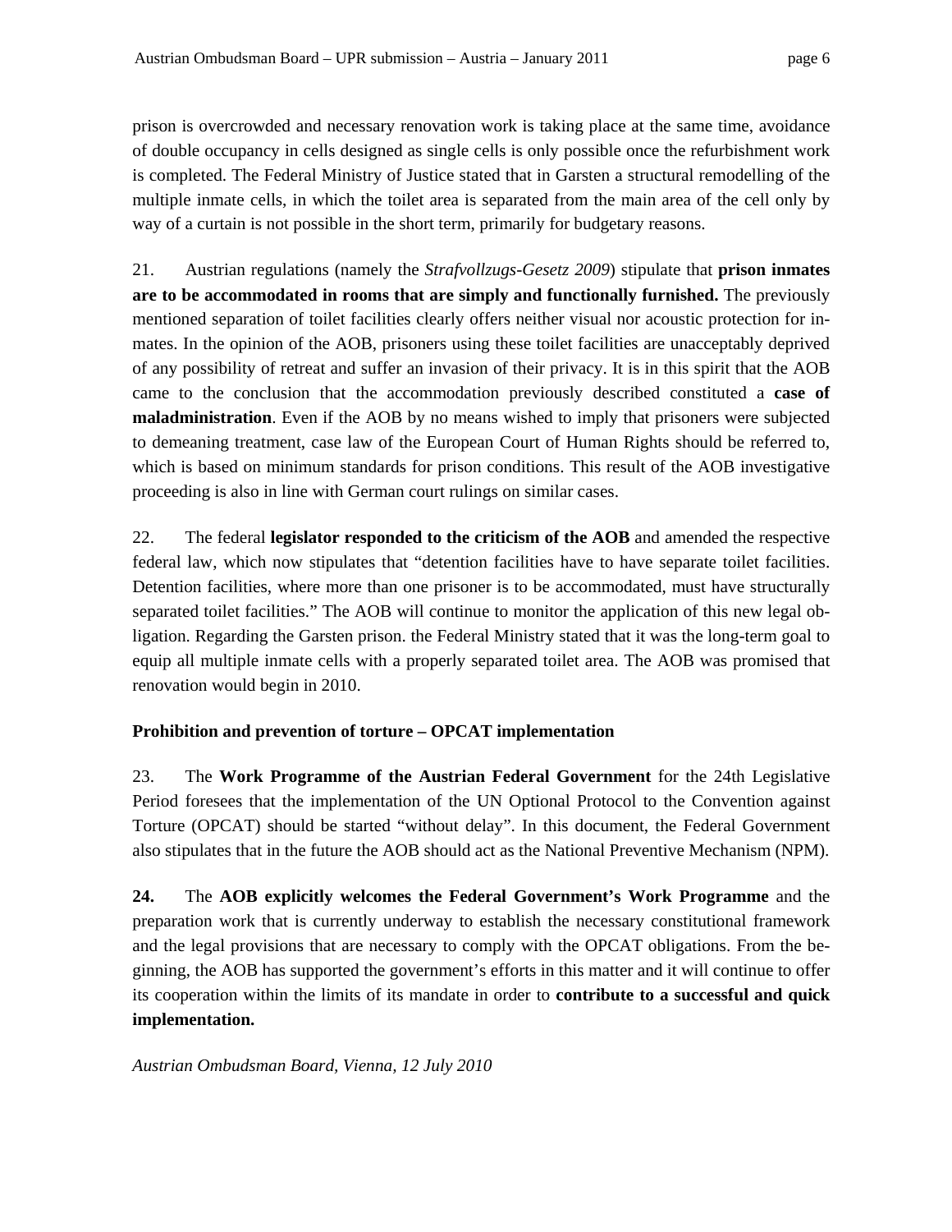prison is overcrowded and necessary renovation work is taking place at the same time, avoidance of double occupancy in cells designed as single cells is only possible once the refurbishment work is completed. The Federal Ministry of Justice stated that in Garsten a structural remodelling of the multiple inmate cells, in which the toilet area is separated from the main area of the cell only by way of a curtain is not possible in the short term, primarily for budgetary reasons.

21. Austrian regulations (namely the *Strafvollzugs-Gesetz 2009*) stipulate that **prison inmates are to be accommodated in rooms that are simply and functionally furnished.** The previously mentioned separation of toilet facilities clearly offers neither visual nor acoustic protection for inmates. In the opinion of the AOB, prisoners using these toilet facilities are unacceptably deprived of any possibility of retreat and suffer an invasion of their privacy. It is in this spirit that the AOB came to the conclusion that the accommodation previously described constituted a **case of maladministration**. Even if the AOB by no means wished to imply that prisoners were subjected to demeaning treatment, case law of the European Court of Human Rights should be referred to, which is based on minimum standards for prison conditions. This result of the AOB investigative proceeding is also in line with German court rulings on similar cases.

22. The federal **legislator responded to the criticism of the AOB** and amended the respective federal law, which now stipulates that "detention facilities have to have separate toilet facilities. Detention facilities, where more than one prisoner is to be accommodated, must have structurally separated toilet facilities." The AOB will continue to monitor the application of this new legal obligation. Regarding the Garsten prison. the Federal Ministry stated that it was the long-term goal to equip all multiple inmate cells with a properly separated toilet area. The AOB was promised that renovation would begin in 2010.

**Prohibition and prevention of torture – OPCAT implementation**

23. The **Work Programme of the Austrian Federal Government** for the 24th Legislative Period foresees that the implementation of the UN Optional Protocol to the Convention against Torture (OPCAT) should be started "without delay". In this document, the Federal Government also stipulates that in the future the AOB should act as the National Preventive Mechanism (NPM).

**24.** The **AOB explicitly welcomes the Federal Government's Work Programme** and the preparation work that is currently underway to establish the necessary constitutional framework and the legal provisions that are necessary to comply with the OPCAT obligations. From the beginning, the AOB has supported the government's efforts in this matter and it will continue to offer its cooperation within the limits of its mandate in order to **contribute to a successful and quick implementation.**

*Austrian Ombudsman Board, Vienna, 12 July 2010*